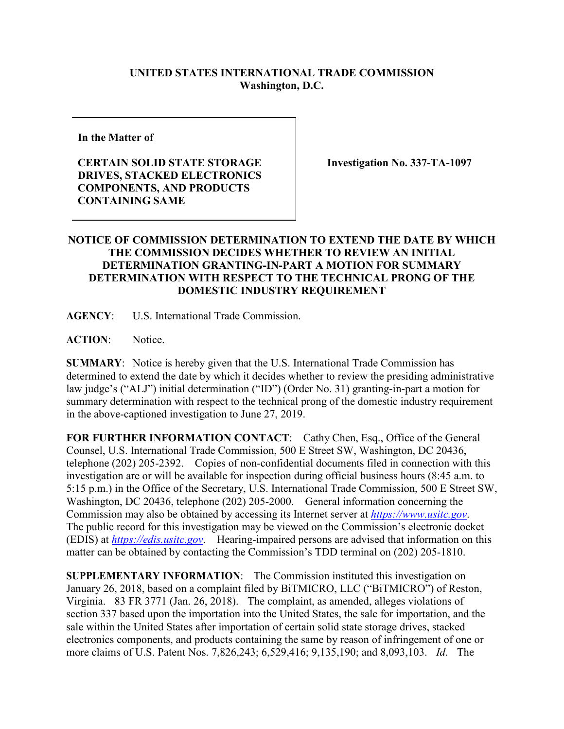**UNITED STATES INTERNATIONAL TRADE COMMISSION**
**Washington, D.C.**

| | |
|---|---|
| **In the Matter of**<br><br>**CERTAIN SOLID STATE STORAGE DRIVES, STACKED ELECTRONICS COMPONENTS, AND PRODUCTS CONTAINING SAME** | **Investigation No. 337-TA-1097** |

**NOTICE OF COMMISSION DETERMINATION TO EXTEND THE DATE BY WHICH THE COMMISSION DECIDES WHETHER TO REVIEW AN INITIAL DETERMINATION GRANTING-IN-PART A MOTION FOR SUMMARY DETERMINATION WITH RESPECT TO THE TECHNICAL PRONG OF THE DOMESTIC INDUSTRY REQUIREMENT**

**AGENCY**: U.S. International Trade Commission.

**ACTION**: Notice.

**SUMMARY**: Notice is hereby given that the U.S. International Trade Commission has determined to extend the date by which it decides whether to review the presiding administrative law judge's ("ALJ") initial determination ("ID") (Order No. 31) granting-in-part a motion for summary determination with respect to the technical prong of the domestic industry requirement in the above-captioned investigation to June 27, 2019.

**FOR FURTHER INFORMATION CONTACT**: Cathy Chen, Esq., Office of the General Counsel, U.S. International Trade Commission, 500 E Street SW, Washington, DC 20436, telephone (202) 205-2392. Copies of non-confidential documents filed in connection with this investigation are or will be available for inspection during official business hours (8:45 a.m. to 5:15 p.m.) in the Office of the Secretary, U.S. International Trade Commission, 500 E Street SW, Washington, DC 20436, telephone (202) 205-2000. General information concerning the Commission may also be obtained by accessing its Internet server at *https://www.usitc.gov*. The public record for this investigation may be viewed on the Commission's electronic docket (EDIS) at *https://edis.usitc.gov*. Hearing-impaired persons are advised that information on this matter can be obtained by contacting the Commission's TDD terminal on (202) 205-1810.

**SUPPLEMENTARY INFORMATION**: The Commission instituted this investigation on January 26, 2018, based on a complaint filed by BiTMICRO, LLC ("BiTMICRO") of Reston, Virginia. 83 FR 3771 (Jan. 26, 2018). The complaint, as amended, alleges violations of section 337 based upon the importation into the United States, the sale for importation, and the sale within the United States after importation of certain solid state storage drives, stacked electronics components, and products containing the same by reason of infringement of one or more claims of U.S. Patent Nos. 7,826,243; 6,529,416; 9,135,190; and 8,093,103. *Id*. The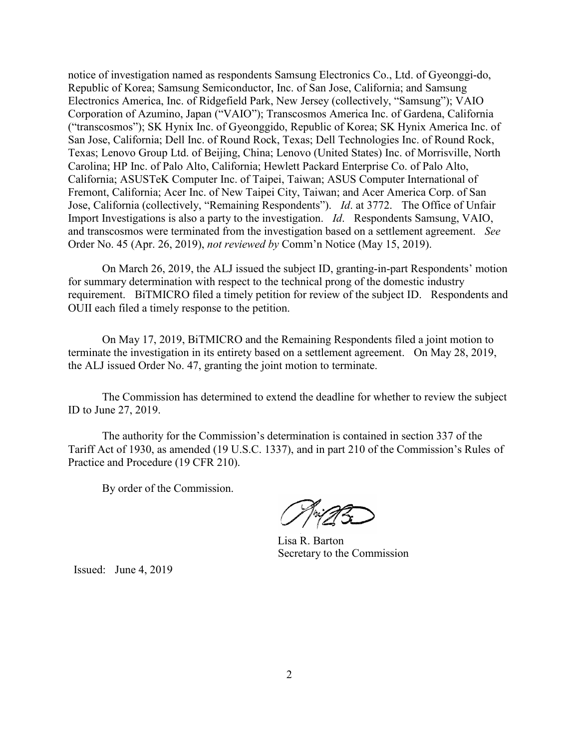notice of investigation named as respondents Samsung Electronics Co., Ltd. of Gyeonggi-do, Republic of Korea; Samsung Semiconductor, Inc. of San Jose, California; and Samsung Electronics America, Inc. of Ridgefield Park, New Jersey (collectively, "Samsung"); VAIO Corporation of Azumino, Japan ("VAIO"); Transcosmos America Inc. of Gardena, California ("transcosmos"); SK Hynix Inc. of Gyeonggido, Republic of Korea; SK Hynix America Inc. of San Jose, California; Dell Inc. of Round Rock, Texas; Dell Technologies Inc. of Round Rock, Texas; Lenovo Group Ltd. of Beijing, China; Lenovo (United States) Inc. of Morrisville, North Carolina; HP Inc. of Palo Alto, California; Hewlett Packard Enterprise Co. of Palo Alto, California; ASUSTeK Computer Inc. of Taipei, Taiwan; ASUS Computer International of Fremont, California; Acer Inc. of New Taipei City, Taiwan; and Acer America Corp. of San Jose, California (collectively, "Remaining Respondents"). *Id*. at 3772. The Office of Unfair Import Investigations is also a party to the investigation. *Id*. Respondents Samsung, VAIO, and transcosmos were terminated from the investigation based on a settlement agreement. *See* Order No. 45 (Apr. 26, 2019), *not reviewed by* Comm'n Notice (May 15, 2019).

On March 26, 2019, the ALJ issued the subject ID, granting-in-part Respondents' motion for summary determination with respect to the technical prong of the domestic industry requirement. BiTMICRO filed a timely petition for review of the subject ID. Respondents and OUII each filed a timely response to the petition.

On May 17, 2019, BiTMICRO and the Remaining Respondents filed a joint motion to terminate the investigation in its entirety based on a settlement agreement. On May 28, 2019, the ALJ issued Order No. 47, granting the joint motion to terminate.

The Commission has determined to extend the deadline for whether to review the subject ID to June 27, 2019.

The authority for the Commission's determination is contained in section 337 of the Tariff Act of 1930, as amended (19 U.S.C. 1337), and in part 210 of the Commission's Rules of Practice and Procedure (19 CFR 210).

By order of the Commission.

Lisa R. Barton
Secretary to the Commission

Issued: June 4, 2019